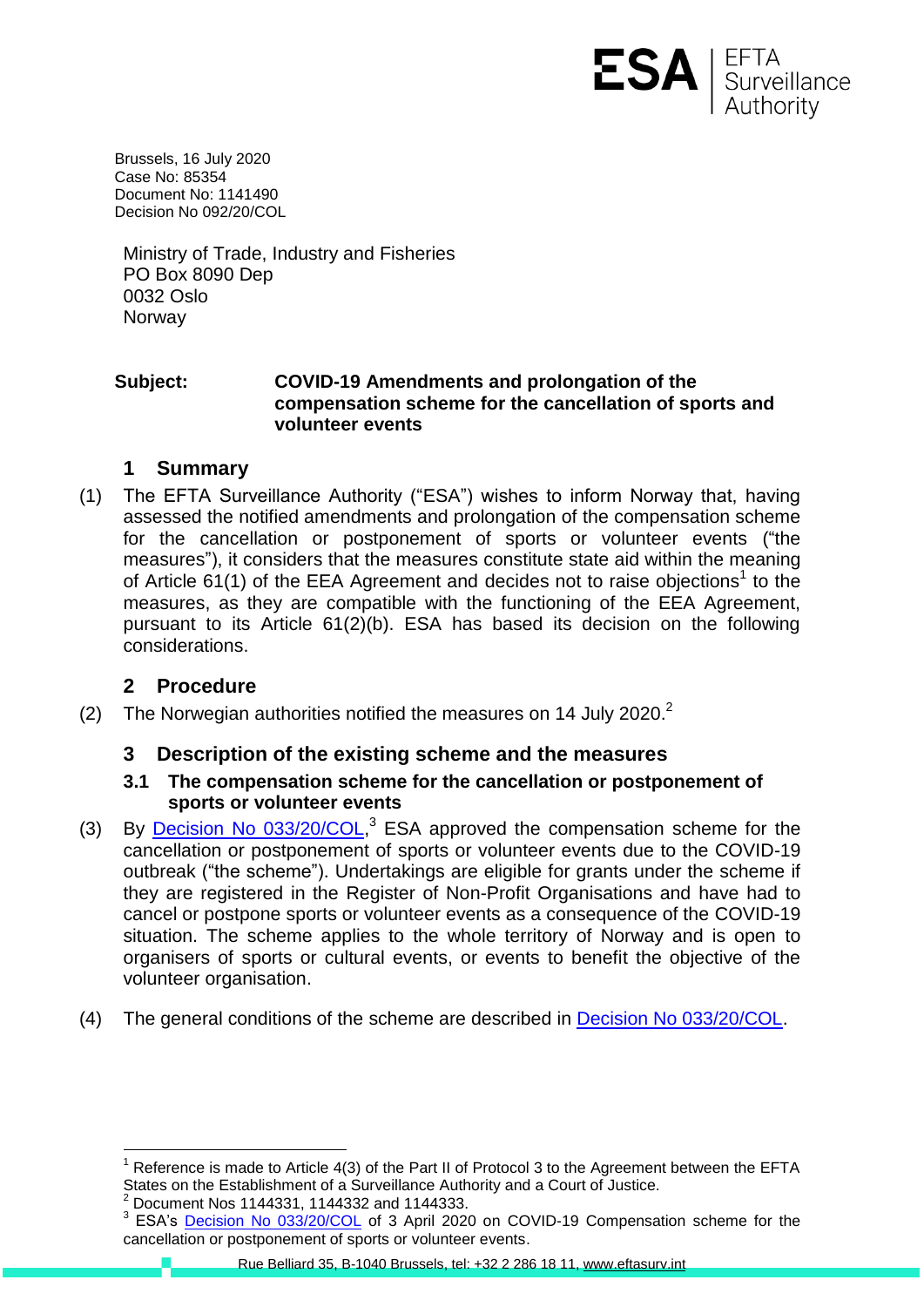Brussels, 16 July 2020
Case No: 85354
Document No: 1141490
Decision No 092/20/COL

Ministry of Trade, Industry and Fisheries
PO Box 8090 Dep
0032 Oslo
Norway

**Subject: COVID-19 Amendments and prolongation of the compensation scheme for the cancellation of sports and volunteer events**

## 1 Summary

(1) The EFTA Surveillance Authority ("ESA") wishes to inform Norway that, having assessed the notified amendments and prolongation of the compensation scheme for the cancellation or postponement of sports or volunteer events ("the measures"), it considers that the measures constitute state aid within the meaning of Article 61(1) of the EEA Agreement and decides not to raise objections[1] to the measures, as they are compatible with the functioning of the EEA Agreement, pursuant to its Article 61(2)(b). ESA has based its decision on the following considerations.

## 2 Procedure

(2) The Norwegian authorities notified the measures on 14 July 2020.[2]

## 3 Description of the existing scheme and the measures

### 3.1 The compensation scheme for the cancellation or postponement of sports or volunteer events

(3) By Decision No 033/20/COL,[3] ESA approved the compensation scheme for the cancellation or postponement of sports or volunteer events due to the COVID-19 outbreak ("the scheme"). Undertakings are eligible for grants under the scheme if they are registered in the Register of Non-Profit Organisations and have had to cancel or postpone sports or volunteer events as a consequence of the COVID-19 situation. The scheme applies to the whole territory of Norway and is open to organisers of sports or cultural events, or events to benefit the objective of the volunteer organisation.

(4) The general conditions of the scheme are described in Decision No 033/20/COL.

---

[1] Reference is made to Article 4(3) of the Part II of Protocol 3 to the Agreement between the EFTA States on the Establishment of a Surveillance Authority and a Court of Justice.

[2] Document Nos 1144331, 1144332 and 1144333.

[3] ESA's Decision No 033/20/COL of 3 April 2020 on COVID-19 Compensation scheme for the cancellation or postponement of sports or volunteer events.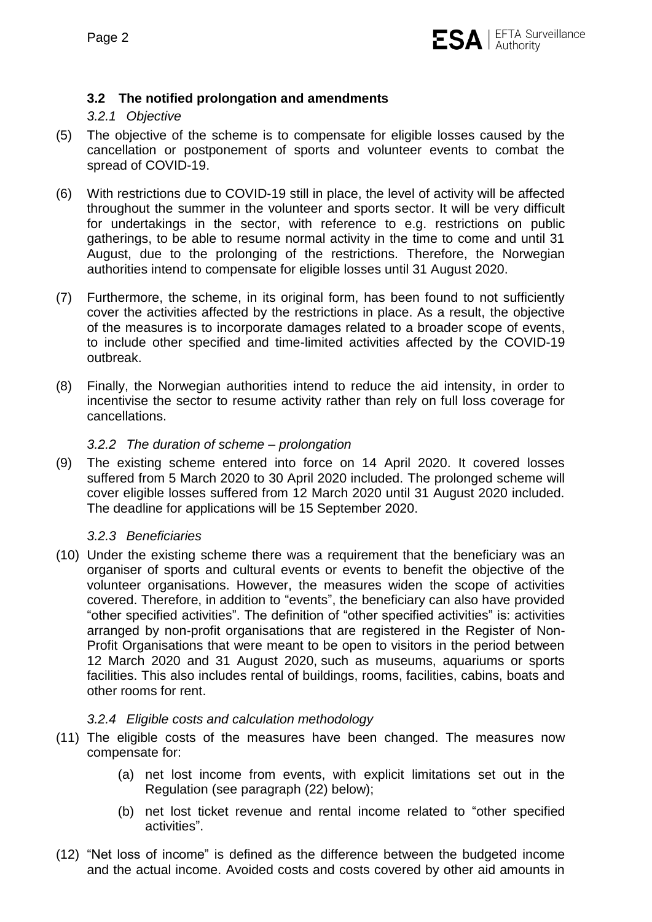### 3.2 The notified prolongation and amendments

#### *3.2.1 Objective*

(5) The objective of the scheme is to compensate for eligible losses caused by the cancellation or postponement of sports and volunteer events to combat the spread of COVID-19.

(6) With restrictions due to COVID-19 still in place, the level of activity will be affected throughout the summer in the volunteer and sports sector. It will be very difficult for undertakings in the sector, with reference to e.g. restrictions on public gatherings, to be able to resume normal activity in the time to come and until 31 August, due to the prolonging of the restrictions. Therefore, the Norwegian authorities intend to compensate for eligible losses until 31 August 2020.

(7) Furthermore, the scheme, in its original form, has been found to not sufficiently cover the activities affected by the restrictions in place. As a result, the objective of the measures is to incorporate damages related to a broader scope of events, to include other specified and time-limited activities affected by the COVID-19 outbreak.

(8) Finally, the Norwegian authorities intend to reduce the aid intensity, in order to incentivise the sector to resume activity rather than rely on full loss coverage for cancellations.

#### *3.2.2 The duration of scheme – prolongation*

(9) The existing scheme entered into force on 14 April 2020. It covered losses suffered from 5 March 2020 to 30 April 2020 included. The prolonged scheme will cover eligible losses suffered from 12 March 2020 until 31 August 2020 included. The deadline for applications will be 15 September 2020.

#### *3.2.3 Beneficiaries*

(10) Under the existing scheme there was a requirement that the beneficiary was an organiser of sports and cultural events or events to benefit the objective of the volunteer organisations. However, the measures widen the scope of activities covered. Therefore, in addition to "events", the beneficiary can also have provided "other specified activities". The definition of "other specified activities" is: activities arranged by non-profit organisations that are registered in the Register of Non-Profit Organisations that were meant to be open to visitors in the period between 12 March 2020 and 31 August 2020, such as museums, aquariums or sports facilities. This also includes rental of buildings, rooms, facilities, cabins, boats and other rooms for rent.

#### *3.2.4 Eligible costs and calculation methodology*

(11) The eligible costs of the measures have been changed. The measures now compensate for:

   (a) net lost income from events, with explicit limitations set out in the Regulation (see paragraph (22) below);

   (b) net lost ticket revenue and rental income related to "other specified activities".

(12) "Net loss of income" is defined as the difference between the budgeted income and the actual income. Avoided costs and costs covered by other aid amounts in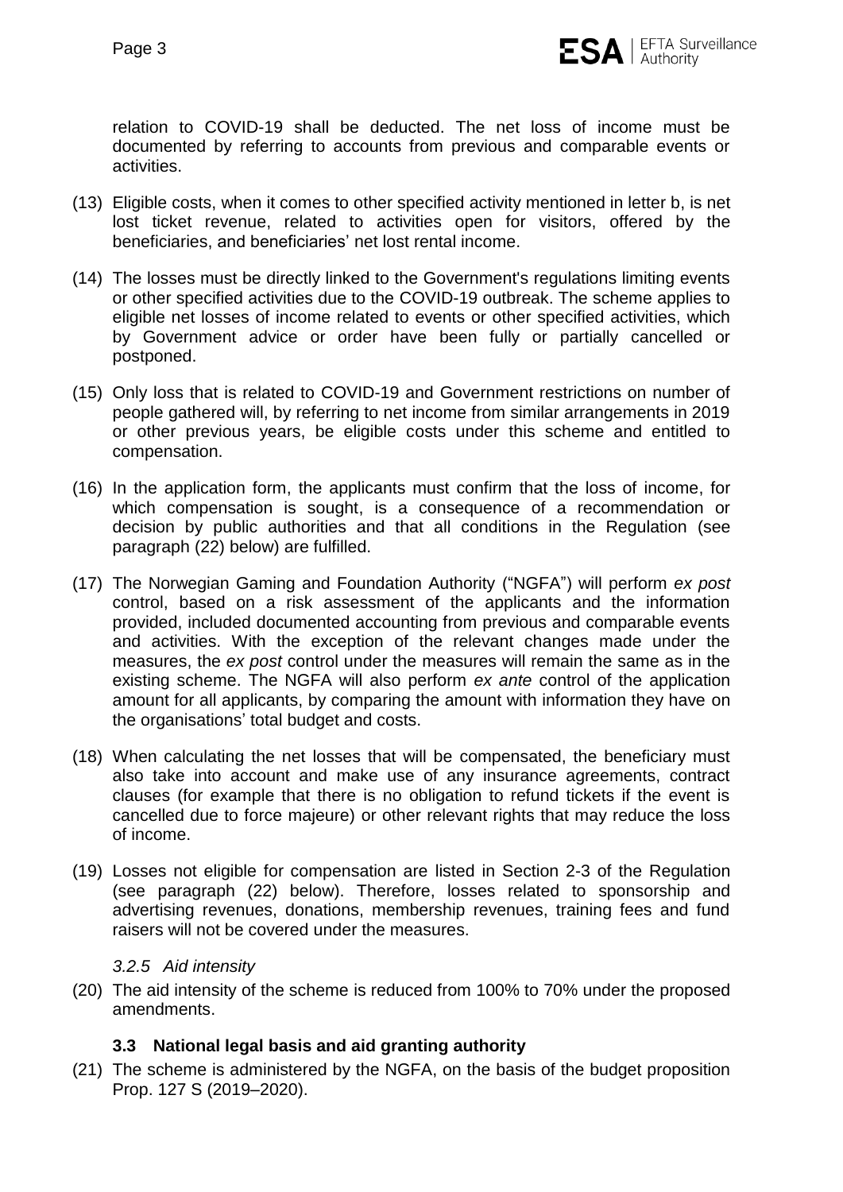relation to COVID-19 shall be deducted. The net loss of income must be documented by referring to accounts from previous and comparable events or activities.

(13) Eligible costs, when it comes to other specified activity mentioned in letter b, is net lost ticket revenue, related to activities open for visitors, offered by the beneficiaries, and beneficiaries' net lost rental income.

(14) The losses must be directly linked to the Government's regulations limiting events or other specified activities due to the COVID-19 outbreak. The scheme applies to eligible net losses of income related to events or other specified activities, which by Government advice or order have been fully or partially cancelled or postponed.

(15) Only loss that is related to COVID-19 and Government restrictions on number of people gathered will, by referring to net income from similar arrangements in 2019 or other previous years, be eligible costs under this scheme and entitled to compensation.

(16) In the application form, the applicants must confirm that the loss of income, for which compensation is sought, is a consequence of a recommendation or decision by public authorities and that all conditions in the Regulation (see paragraph (22) below) are fulfilled.

(17) The Norwegian Gaming and Foundation Authority ("NGFA") will perform *ex post* control, based on a risk assessment of the applicants and the information provided, included documented accounting from previous and comparable events and activities. With the exception of the relevant changes made under the measures, the *ex post* control under the measures will remain the same as in the existing scheme. The NGFA will also perform *ex ante* control of the application amount for all applicants, by comparing the amount with information they have on the organisations' total budget and costs.

(18) When calculating the net losses that will be compensated, the beneficiary must also take into account and make use of any insurance agreements, contract clauses (for example that there is no obligation to refund tickets if the event is cancelled due to force majeure) or other relevant rights that may reduce the loss of income.

(19) Losses not eligible for compensation are listed in Section 2-3 of the Regulation (see paragraph (22) below). Therefore, losses related to sponsorship and advertising revenues, donations, membership revenues, training fees and fund raisers will not be covered under the measures.

#### *3.2.5 Aid intensity*

(20) The aid intensity of the scheme is reduced from 100% to 70% under the proposed amendments.

### **3.3 National legal basis and aid granting authority**

(21) The scheme is administered by the NGFA, on the basis of the budget proposition Prop. 127 S (2019–2020).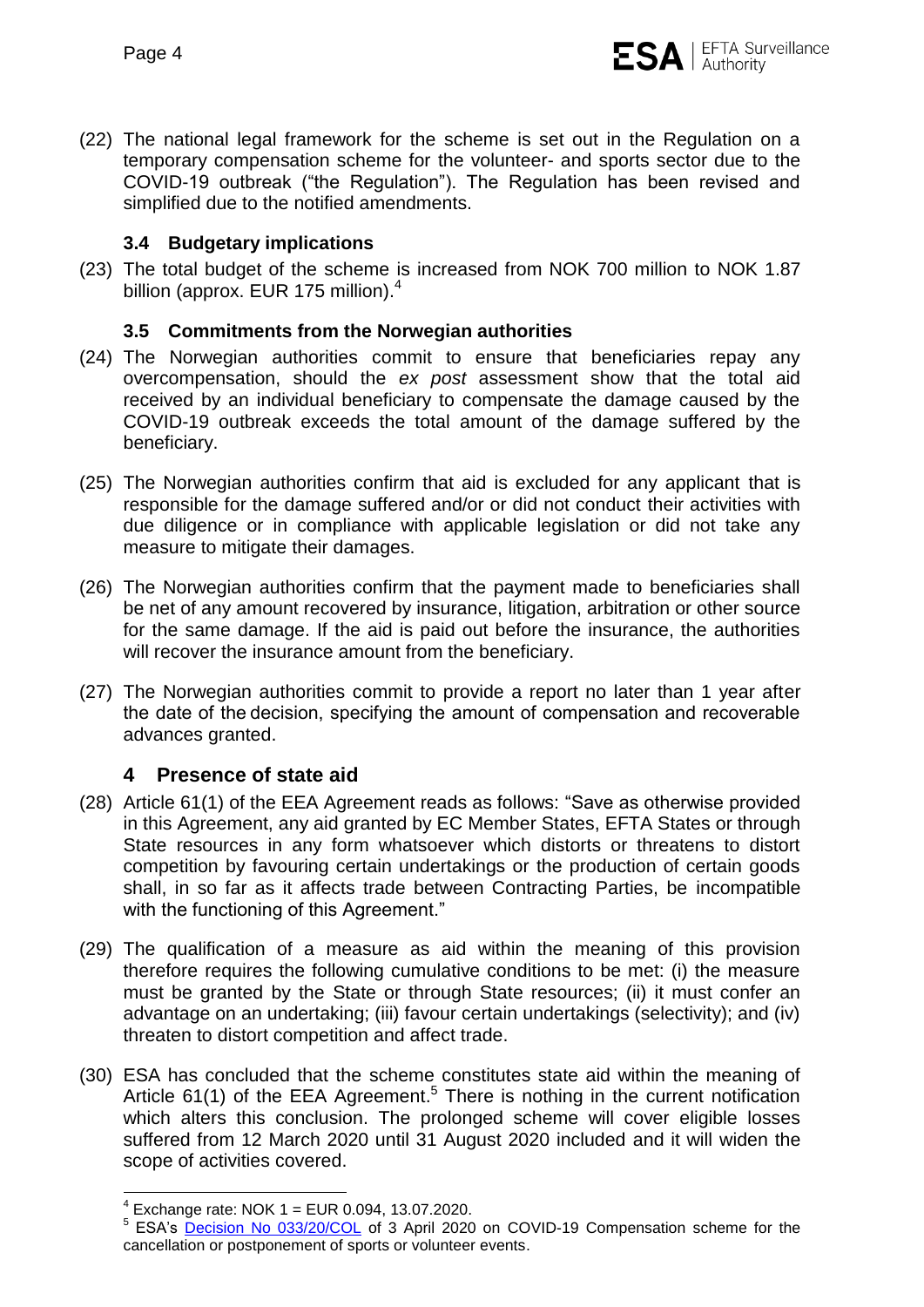(22) The national legal framework for the scheme is set out in the Regulation on a temporary compensation scheme for the volunteer- and sports sector due to the COVID-19 outbreak ("the Regulation"). The Regulation has been revised and simplified due to the notified amendments.

### 3.4 Budgetary implications

(23) The total budget of the scheme is increased from NOK 700 million to NOK 1.87 billion (approx. EUR 175 million).[4]

### 3.5 Commitments from the Norwegian authorities

(24) The Norwegian authorities commit to ensure that beneficiaries repay any overcompensation, should the *ex post* assessment show that the total aid received by an individual beneficiary to compensate the damage caused by the COVID-19 outbreak exceeds the total amount of the damage suffered by the beneficiary.

(25) The Norwegian authorities confirm that aid is excluded for any applicant that is responsible for the damage suffered and/or or did not conduct their activities with due diligence or in compliance with applicable legislation or did not take any measure to mitigate their damages.

(26) The Norwegian authorities confirm that the payment made to beneficiaries shall be net of any amount recovered by insurance, litigation, arbitration or other source for the same damage. If the aid is paid out before the insurance, the authorities will recover the insurance amount from the beneficiary.

(27) The Norwegian authorities commit to provide a report no later than 1 year after the date of the decision, specifying the amount of compensation and recoverable advances granted.

## 4 Presence of state aid

(28) Article 61(1) of the EEA Agreement reads as follows: "Save as otherwise provided in this Agreement, any aid granted by EC Member States, EFTA States or through State resources in any form whatsoever which distorts or threatens to distort competition by favouring certain undertakings or the production of certain goods shall, in so far as it affects trade between Contracting Parties, be incompatible with the functioning of this Agreement."

(29) The qualification of a measure as aid within the meaning of this provision therefore requires the following cumulative conditions to be met: (i) the measure must be granted by the State or through State resources; (ii) it must confer an advantage on an undertaking; (iii) favour certain undertakings (selectivity); and (iv) threaten to distort competition and affect trade.

(30) ESA has concluded that the scheme constitutes state aid within the meaning of Article 61(1) of the EEA Agreement.[5] There is nothing in the current notification which alters this conclusion. The prolonged scheme will cover eligible losses suffered from 12 March 2020 until 31 August 2020 included and it will widen the scope of activities covered.

---

[4] Exchange rate: NOK 1 = EUR 0.094, 13.07.2020.

[5] ESA's Decision No 033/20/COL of 3 April 2020 on COVID-19 Compensation scheme for the cancellation or postponement of sports or volunteer events.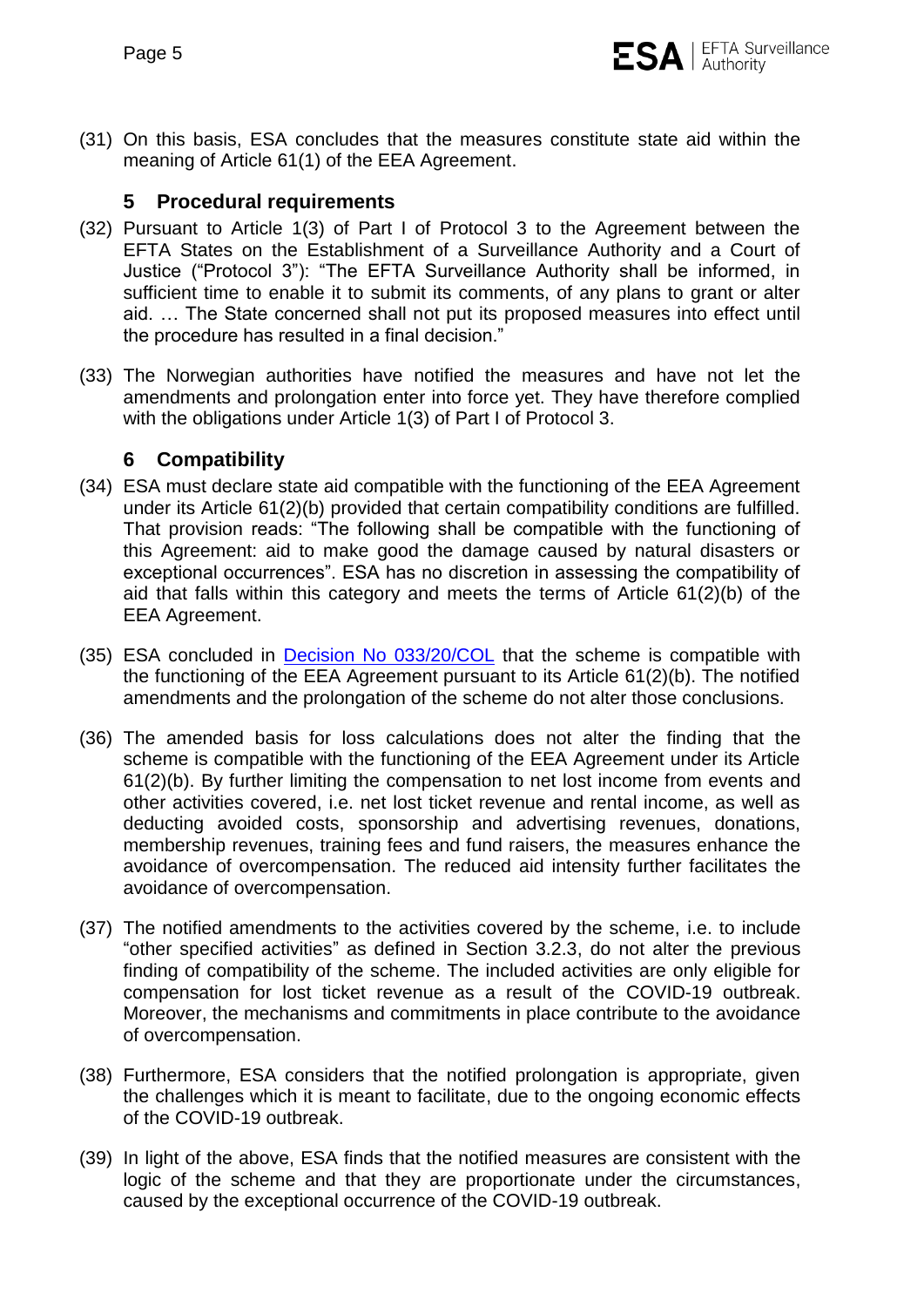(31) On this basis, ESA concludes that the measures constitute state aid within the meaning of Article 61(1) of the EEA Agreement.

## 5 Procedural requirements

(32) Pursuant to Article 1(3) of Part I of Protocol 3 to the Agreement between the EFTA States on the Establishment of a Surveillance Authority and a Court of Justice ("Protocol 3"): "The EFTA Surveillance Authority shall be informed, in sufficient time to enable it to submit its comments, of any plans to grant or alter aid. … The State concerned shall not put its proposed measures into effect until the procedure has resulted in a final decision."

(33) The Norwegian authorities have notified the measures and have not let the amendments and prolongation enter into force yet. They have therefore complied with the obligations under Article 1(3) of Part I of Protocol 3.

## 6 Compatibility

(34) ESA must declare state aid compatible with the functioning of the EEA Agreement under its Article 61(2)(b) provided that certain compatibility conditions are fulfilled. That provision reads: "The following shall be compatible with the functioning of this Agreement: aid to make good the damage caused by natural disasters or exceptional occurrences". ESA has no discretion in assessing the compatibility of aid that falls within this category and meets the terms of Article 61(2)(b) of the EEA Agreement.

(35) ESA concluded in Decision No 033/20/COL that the scheme is compatible with the functioning of the EEA Agreement pursuant to its Article 61(2)(b). The notified amendments and the prolongation of the scheme do not alter those conclusions.

(36) The amended basis for loss calculations does not alter the finding that the scheme is compatible with the functioning of the EEA Agreement under its Article 61(2)(b). By further limiting the compensation to net lost income from events and other activities covered, i.e. net lost ticket revenue and rental income, as well as deducting avoided costs, sponsorship and advertising revenues, donations, membership revenues, training fees and fund raisers, the measures enhance the avoidance of overcompensation. The reduced aid intensity further facilitates the avoidance of overcompensation.

(37) The notified amendments to the activities covered by the scheme, i.e. to include "other specified activities" as defined in Section 3.2.3, do not alter the previous finding of compatibility of the scheme. The included activities are only eligible for compensation for lost ticket revenue as a result of the COVID-19 outbreak. Moreover, the mechanisms and commitments in place contribute to the avoidance of overcompensation.

(38) Furthermore, ESA considers that the notified prolongation is appropriate, given the challenges which it is meant to facilitate, due to the ongoing economic effects of the COVID-19 outbreak.

(39) In light of the above, ESA finds that the notified measures are consistent with the logic of the scheme and that they are proportionate under the circumstances, caused by the exceptional occurrence of the COVID-19 outbreak.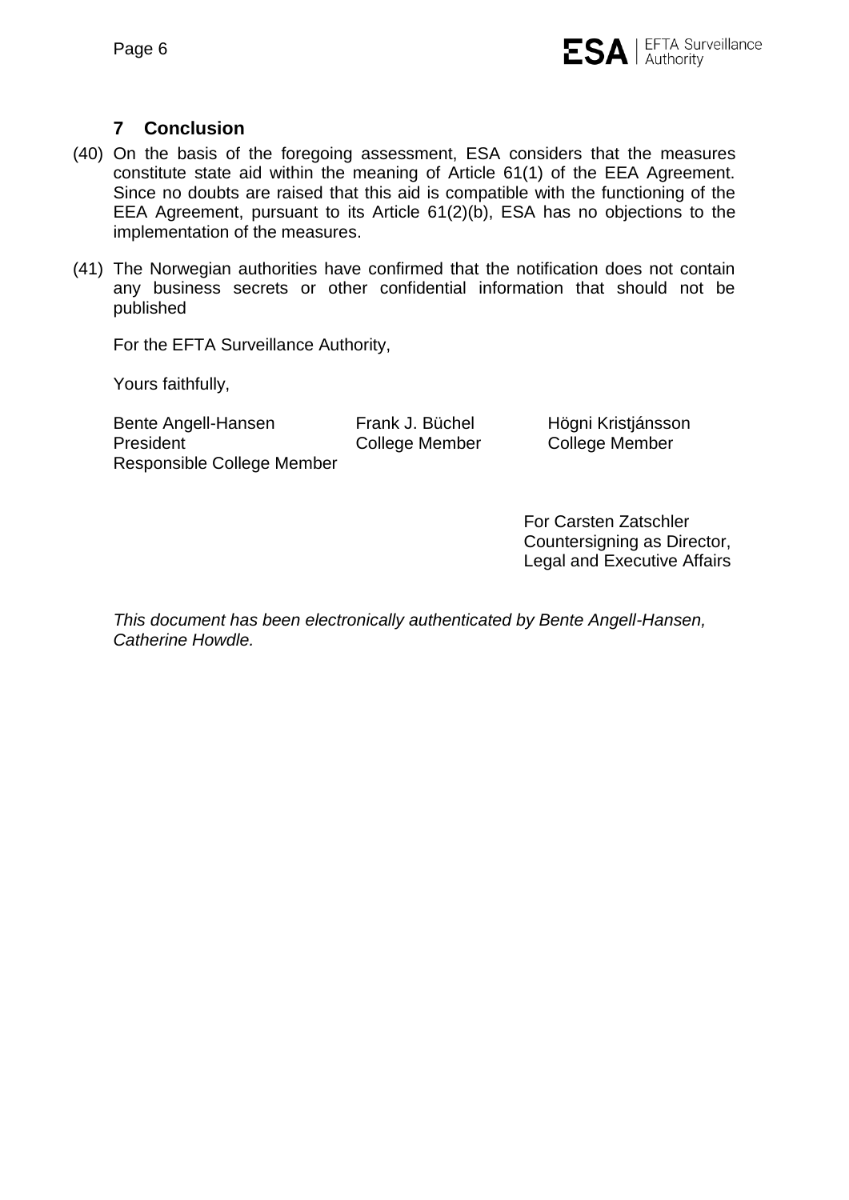## 7 Conclusion

(40) On the basis of the foregoing assessment, ESA considers that the measures constitute state aid within the meaning of Article 61(1) of the EEA Agreement. Since no doubts are raised that this aid is compatible with the functioning of the EEA Agreement, pursuant to its Article 61(2)(b), ESA has no objections to the implementation of the measures.

(41) The Norwegian authorities have confirmed that the notification does not contain any business secrets or other confidential information that should not be published

For the EFTA Surveillance Authority,

Yours faithfully,

Bente Angell-Hansen
President
Responsible College Member

Frank J. Büchel
College Member

Högni Kristjánsson
College Member

For Carsten Zatschler
Countersigning as Director,
Legal and Executive Affairs

*This document has been electronically authenticated by Bente Angell-Hansen, Catherine Howdle.*